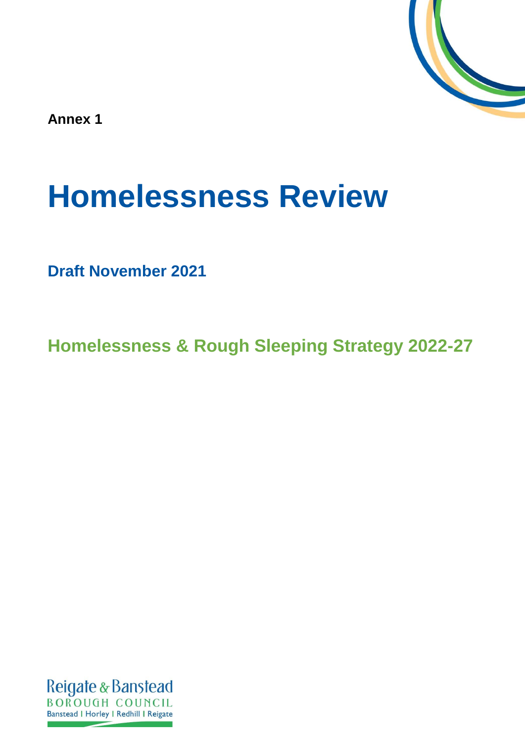**Annex 1**

# Homelessness Review

## Draft November 2021

## Homelessness & Rough Sleeping Strategy 2022-27

Reigate & Banstead
BOROUGH COUNCIL
Banstead | Horley | Redhill | Reigate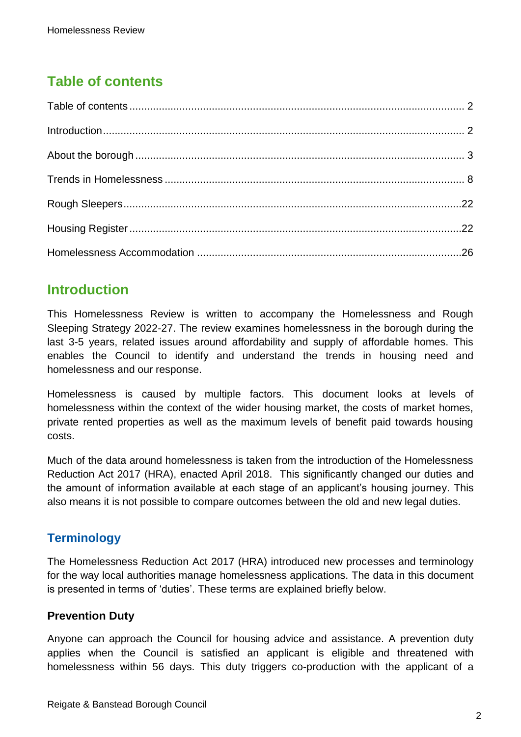## Table of contents

Table of contents ........ 2

Introduction ........ 2

About the borough ........ 3

Trends in Homelessness ........ 8

Rough Sleepers ........ 22

Housing Register ........ 22

Homelessness Accommodation ........ 26

## Introduction

This Homelessness Review is written to accompany the Homelessness and Rough Sleeping Strategy 2022-27. The review examines homelessness in the borough during the last 3-5 years, related issues around affordability and supply of affordable homes. This enables the Council to identify and understand the trends in housing need and homelessness and our response.

Homelessness is caused by multiple factors. This document looks at levels of homelessness within the context of the wider housing market, the costs of market homes, private rented properties as well as the maximum levels of benefit paid towards housing costs.

Much of the data around homelessness is taken from the introduction of the Homelessness Reduction Act 2017 (HRA), enacted April 2018. This significantly changed our duties and the amount of information available at each stage of an applicant's housing journey. This also means it is not possible to compare outcomes between the old and new legal duties.

### Terminology

The Homelessness Reduction Act 2017 (HRA) introduced new processes and terminology for the way local authorities manage homelessness applications. The data in this document is presented in terms of 'duties'. These terms are explained briefly below.

#### Prevention Duty

Anyone can approach the Council for housing advice and assistance. A prevention duty applies when the Council is satisfied an applicant is eligible and threatened with homelessness within 56 days. This duty triggers co-production with the applicant of a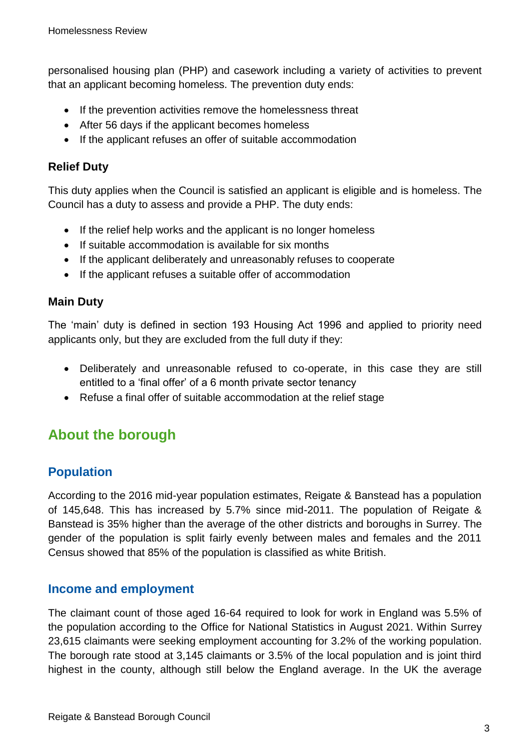personalised housing plan (PHP) and casework including a variety of activities to prevent that an applicant becoming homeless. The prevention duty ends:

- If the prevention activities remove the homelessness threat
- After 56 days if the applicant becomes homeless
- If the applicant refuses an offer of suitable accommodation

### Relief Duty

This duty applies when the Council is satisfied an applicant is eligible and is homeless. The Council has a duty to assess and provide a PHP. The duty ends:

- If the relief help works and the applicant is no longer homeless
- If suitable accommodation is available for six months
- If the applicant deliberately and unreasonably refuses to cooperate
- If the applicant refuses a suitable offer of accommodation

### Main Duty

The 'main' duty is defined in section 193 Housing Act 1996 and applied to priority need applicants only, but they are excluded from the full duty if they:

- Deliberately and unreasonable refused to co-operate, in this case they are still entitled to a 'final offer' of a 6 month private sector tenancy
- Refuse a final offer of suitable accommodation at the relief stage

## About the borough

### Population

According to the 2016 mid-year population estimates, Reigate & Banstead has a population of 145,648. This has increased by 5.7% since mid-2011. The population of Reigate & Banstead is 35% higher than the average of the other districts and boroughs in Surrey. The gender of the population is split fairly evenly between males and females and the 2011 Census showed that 85% of the population is classified as white British.

### Income and employment

The claimant count of those aged 16-64 required to look for work in England was 5.5% of the population according to the Office for National Statistics in August 2021. Within Surrey 23,615 claimants were seeking employment accounting for 3.2% of the working population. The borough rate stood at 3,145 claimants or 3.5% of the local population and is joint third highest in the county, although still below the England average. In the UK the average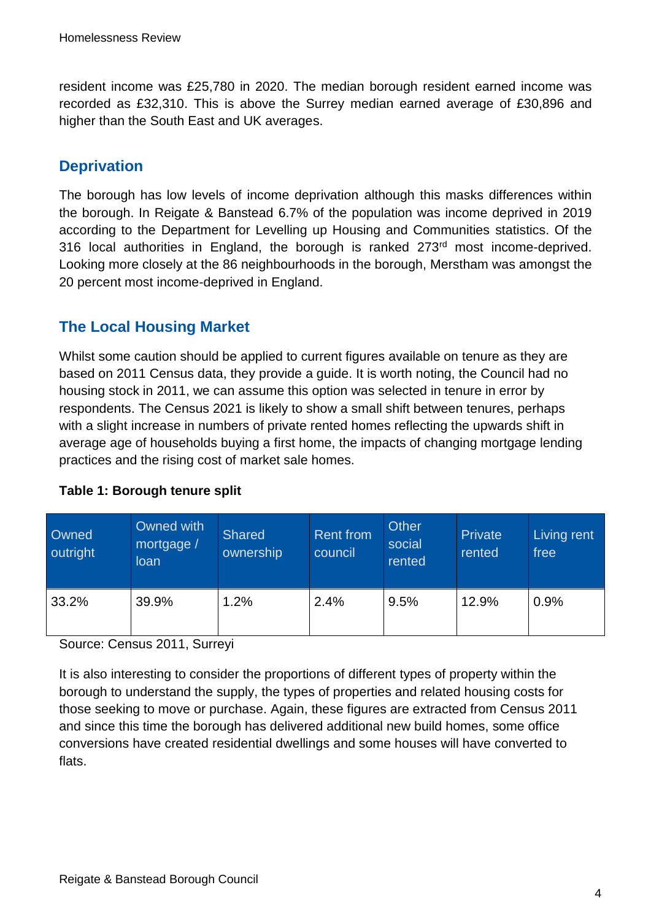resident income was £25,780 in 2020. The median borough resident earned income was recorded as £32,310. This is above the Surrey median earned average of £30,896 and higher than the South East and UK averages.

## Deprivation

The borough has low levels of income deprivation although this masks differences within the borough. In Reigate & Banstead 6.7% of the population was income deprived in 2019 according to the Department for Levelling up Housing and Communities statistics. Of the 316 local authorities in England, the borough is ranked 273rd most income-deprived. Looking more closely at the 86 neighbourhoods in the borough, Merstham was amongst the 20 percent most income-deprived in England.

## The Local Housing Market

Whilst some caution should be applied to current figures available on tenure as they are based on 2011 Census data, they provide a guide. It is worth noting, the Council had no housing stock in 2011, we can assume this option was selected in tenure in error by respondents. The Census 2021 is likely to show a small shift between tenures, perhaps with a slight increase in numbers of private rented homes reflecting the upwards shift in average age of households buying a first home, the impacts of changing mortgage lending practices and the rising cost of market sale homes.

**Table 1: Borough tenure split**

| Owned outright | Owned with mortgage / loan | Shared ownership | Rent from council | Other social rented | Private rented | Living rent free |
|---|---|---|---|---|---|---|
| 33.2% | 39.9% | 1.2% | 2.4% | 9.5% | 12.9% | 0.9% |

Source: Census 2011, Surreyi

It is also interesting to consider the proportions of different types of property within the borough to understand the supply, the types of properties and related housing costs for those seeking to move or purchase. Again, these figures are extracted from Census 2011 and since this time the borough has delivered additional new build homes, some office conversions have created residential dwellings and some houses will have converted to flats.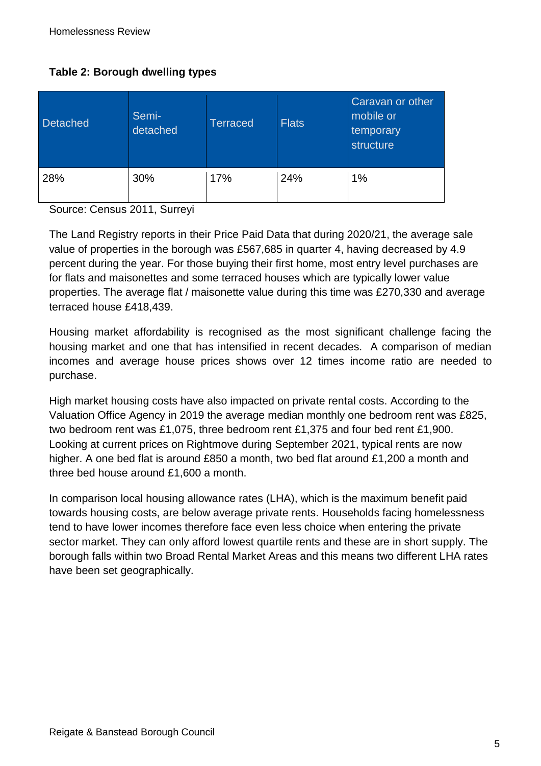**Table 2: Borough dwelling types**

| Detached | Semi-detached | Terraced | Flats | Caravan or other mobile or temporary structure |
|---|---|---|---|---|
| 28% | 30% | 17% | 24% | 1% |

Source: Census 2011, Surreyi

The Land Registry reports in their Price Paid Data that during 2020/21, the average sale value of properties in the borough was £567,685 in quarter 4, having decreased by 4.9 percent during the year. For those buying their first home, most entry level purchases are for flats and maisonettes and some terraced houses which are typically lower value properties. The average flat / maisonette value during this time was £270,330 and average terraced house £418,439.

Housing market affordability is recognised as the most significant challenge facing the housing market and one that has intensified in recent decades. A comparison of median incomes and average house prices shows over 12 times income ratio are needed to purchase.

High market housing costs have also impacted on private rental costs. According to the Valuation Office Agency in 2019 the average median monthly one bedroom rent was £825, two bedroom rent was £1,075, three bedroom rent £1,375 and four bed rent £1,900. Looking at current prices on Rightmove during September 2021, typical rents are now higher. A one bed flat is around £850 a month, two bed flat around £1,200 a month and three bed house around £1,600 a month.

In comparison local housing allowance rates (LHA), which is the maximum benefit paid towards housing costs, are below average private rents. Households facing homelessness tend to have lower incomes therefore face even less choice when entering the private sector market. They can only afford lowest quartile rents and these are in short supply. The borough falls within two Broad Rental Market Areas and this means two different LHA rates have been set geographically.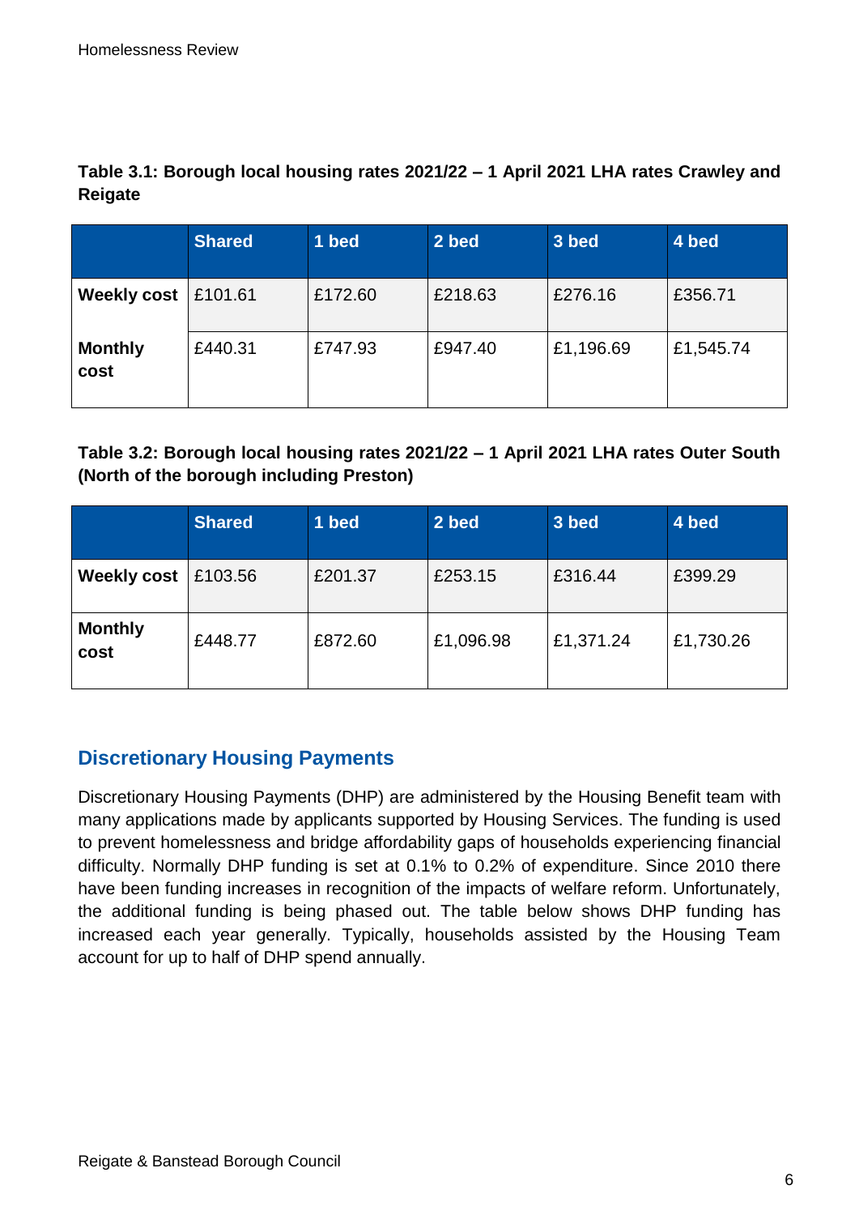**Table 3.1: Borough local housing rates 2021/22 – 1 April 2021 LHA rates Crawley and Reigate**

| | Shared | 1 bed | 2 bed | 3 bed | 4 bed |
|---|---|---|---|---|---|
| **Weekly cost** | £101.61 | £172.60 | £218.63 | £276.16 | £356.71 |
| **Monthly cost** | £440.31 | £747.93 | £947.40 | £1,196.69 | £1,545.74 |

**Table 3.2: Borough local housing rates 2021/22 – 1 April 2021 LHA rates Outer South (North of the borough including Preston)**

| | Shared | 1 bed | 2 bed | 3 bed | 4 bed |
|---|---|---|---|---|---|
| **Weekly cost** | £103.56 | £201.37 | £253.15 | £316.44 | £399.29 |
| **Monthly cost** | £448.77 | £872.60 | £1,096.98 | £1,371.24 | £1,730.26 |

## Discretionary Housing Payments

Discretionary Housing Payments (DHP) are administered by the Housing Benefit team with many applications made by applicants supported by Housing Services. The funding is used to prevent homelessness and bridge affordability gaps of households experiencing financial difficulty. Normally DHP funding is set at 0.1% to 0.2% of expenditure. Since 2010 there have been funding increases in recognition of the impacts of welfare reform. Unfortunately, the additional funding is being phased out. The table below shows DHP funding has increased each year generally. Typically, households assisted by the Housing Team account for up to half of DHP spend annually.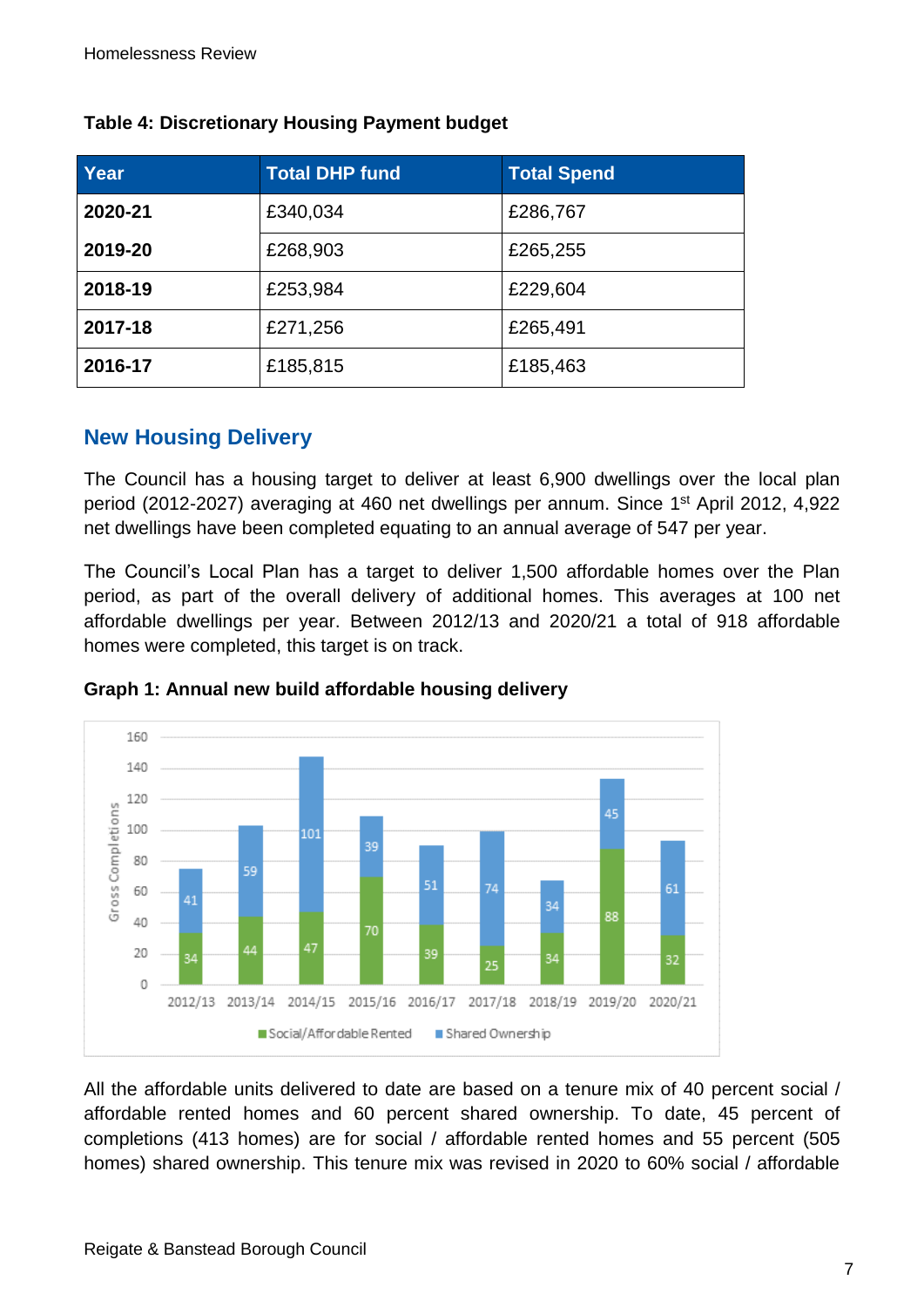**Table 4: Discretionary Housing Payment budget**

| Year | Total DHP fund | Total Spend |
|---|---|---|
| **2020-21** | £340,034 | £286,767 |
| **2019-20** | £268,903 | £265,255 |
| **2018-19** | £253,984 | £229,604 |
| **2017-18** | £271,256 | £265,491 |
| **2016-17** | £185,815 | £185,463 |

## New Housing Delivery

The Council has a housing target to deliver at least 6,900 dwellings over the local plan period (2012-2027) averaging at 460 net dwellings per annum. Since 1st April 2012, 4,922 net dwellings have been completed equating to an annual average of 547 per year.

The Council's Local Plan has a target to deliver 1,500 affordable homes over the Plan period, as part of the overall delivery of additional homes. This averages at 100 net affordable dwellings per year. Between 2012/13 and 2020/21 a total of 918 affordable homes were completed, this target is on track.

**Graph 1: Annual new build affordable housing delivery**

| Year | Social/Affordable Rented | Shared Ownership |
|---|---|---|
| 2012/13 | 34 | 41 |
| 2013/14 | 44 | 59 |
| 2014/15 | 47 | 101 |
| 2015/16 | 70 | 39 |
| 2016/17 | 39 | 51 |
| 2017/18 | 25 | 74 |
| 2018/19 | 34 | 34 |
| 2019/20 | 88 | 45 |
| 2020/21 | 32 | 61 |

All the affordable units delivered to date are based on a tenure mix of 40 percent social / affordable rented homes and 60 percent shared ownership. To date, 45 percent of completions (413 homes) are for social / affordable rented homes and 55 percent (505 homes) shared ownership. This tenure mix was revised in 2020 to 60% social / affordable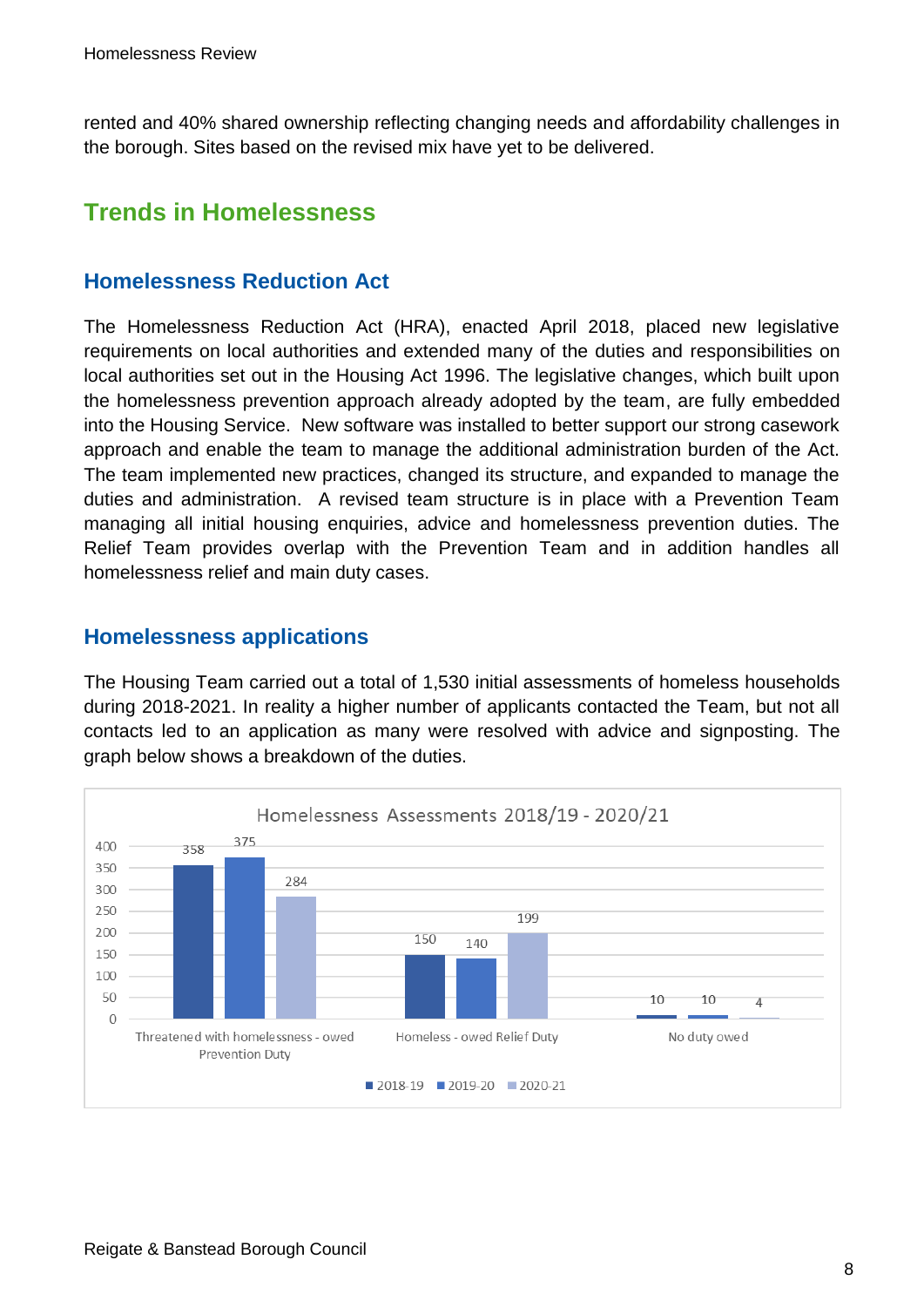rented and 40% shared ownership reflecting changing needs and affordability challenges in the borough. Sites based on the revised mix have yet to be delivered.

# Trends in Homelessness

## Homelessness Reduction Act

The Homelessness Reduction Act (HRA), enacted April 2018, placed new legislative requirements on local authorities and extended many of the duties and responsibilities on local authorities set out in the Housing Act 1996. The legislative changes, which built upon the homelessness prevention approach already adopted by the team, are fully embedded into the Housing Service. New software was installed to better support our strong casework approach and enable the team to manage the additional administration burden of the Act. The team implemented new practices, changed its structure, and expanded to manage the duties and administration. A revised team structure is in place with a Prevention Team managing all initial housing enquiries, advice and homelessness prevention duties. The Relief Team provides overlap with the Prevention Team and in addition handles all homelessness relief and main duty cases.

## Homelessness applications

The Housing Team carried out a total of 1,530 initial assessments of homeless households during 2018-2021. In reality a higher number of applicants contacted the Team, but not all contacts led to an application as many were resolved with advice and signposting. The graph below shows a breakdown of the duties.

**Homelessness Assessments 2018/19 - 2020/21**

| | 2018-19 | 2019-20 | 2020-21 |
|---|---|---|---|
| Threatened with homelessness - owed Prevention Duty | 358 | 375 | 284 |
| Homeless - owed Relief Duty | 150 | 140 | 199 |
| No duty owed | 10 | 10 | 4 |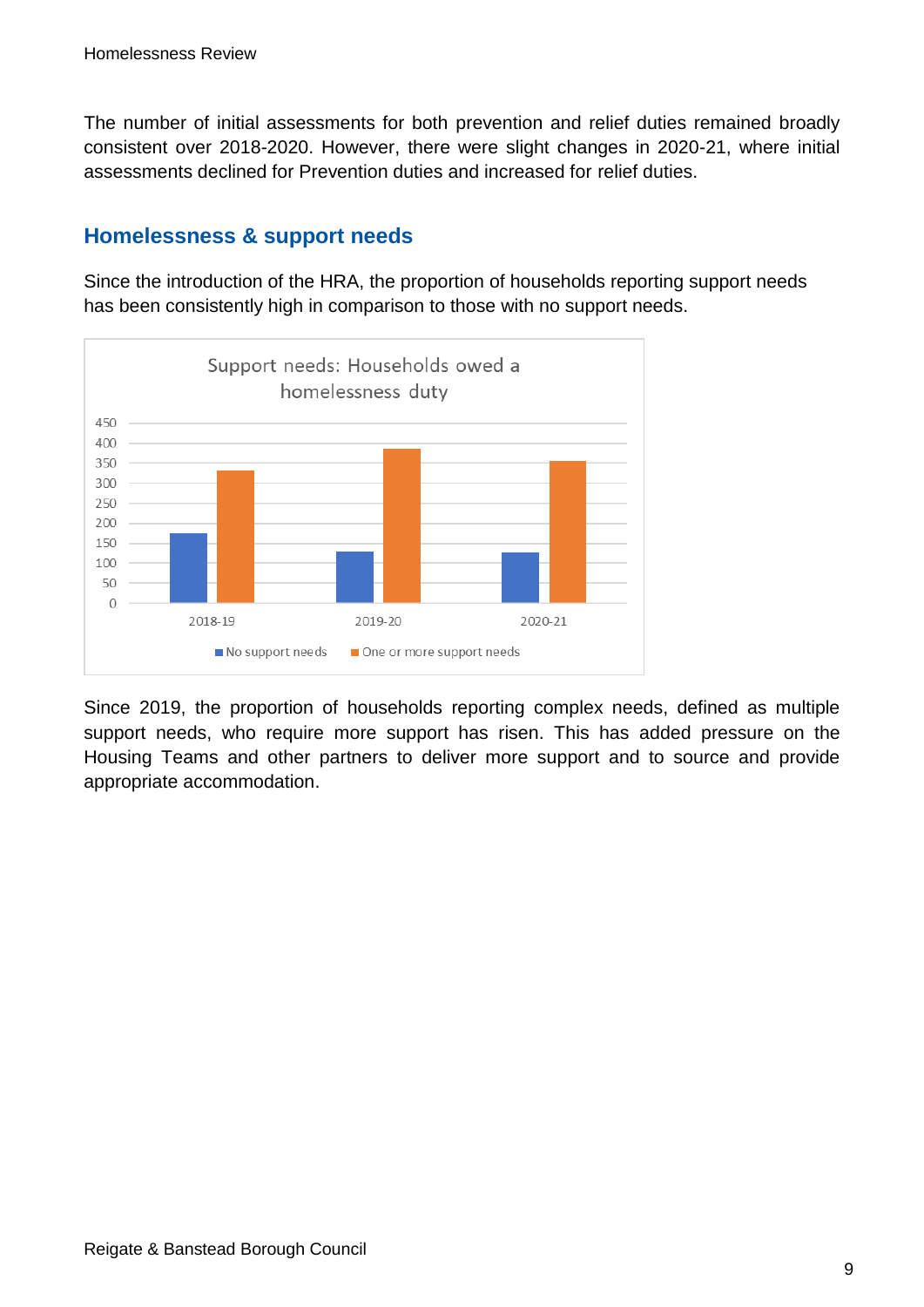The number of initial assessments for both prevention and relief duties remained broadly consistent over 2018-2020. However, there were slight changes in 2020-21, where initial assessments declined for Prevention duties and increased for relief duties.

## Homelessness & support needs

Since the introduction of the HRA, the proportion of households reporting support needs has been consistently high in comparison to those with no support needs.

Since 2019, the proportion of households reporting complex needs, defined as multiple support needs, who require more support has risen. This has added pressure on the Housing Teams and other partners to deliver more support and to source and provide appropriate accommodation.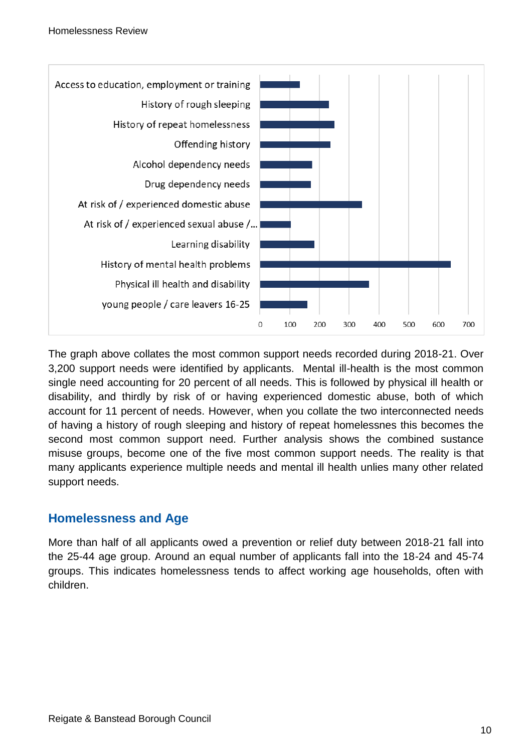Access to education, employment or training
History of rough sleeping
History of repeat homelessness
Offending history
Alcohol dependency needs
Drug dependency needs
At risk of / experienced domestic abuse
At risk of / experienced sexual abuse /...
Learning disability
History of mental health problems
Physical ill health and disability
young people / care leavers 16-25

0 100 200 300 400 500 600 700

The graph above collates the most common support needs recorded during 2018-21. Over 3,200 support needs were identified by applicants. Mental ill-health is the most common single need accounting for 20 percent of all needs. This is followed by physical ill health or disability, and thirdly by risk of or having experienced domestic abuse, both of which account for 11 percent of needs. However, when you collate the two interconnected needs of having a history of rough sleeping and history of repeat homelessnes this becomes the second most common support need. Further analysis shows the combined sustance misuse groups, become one of the five most common support needs. The reality is that many applicants experience multiple needs and mental ill health unlies many other related support needs.

## Homelessness and Age

More than half of all applicants owed a prevention or relief duty between 2018-21 fall into the 25-44 age group. Around an equal number of applicants fall into the 18-24 and 45-74 groups. This indicates homelessness tends to affect working age households, often with children.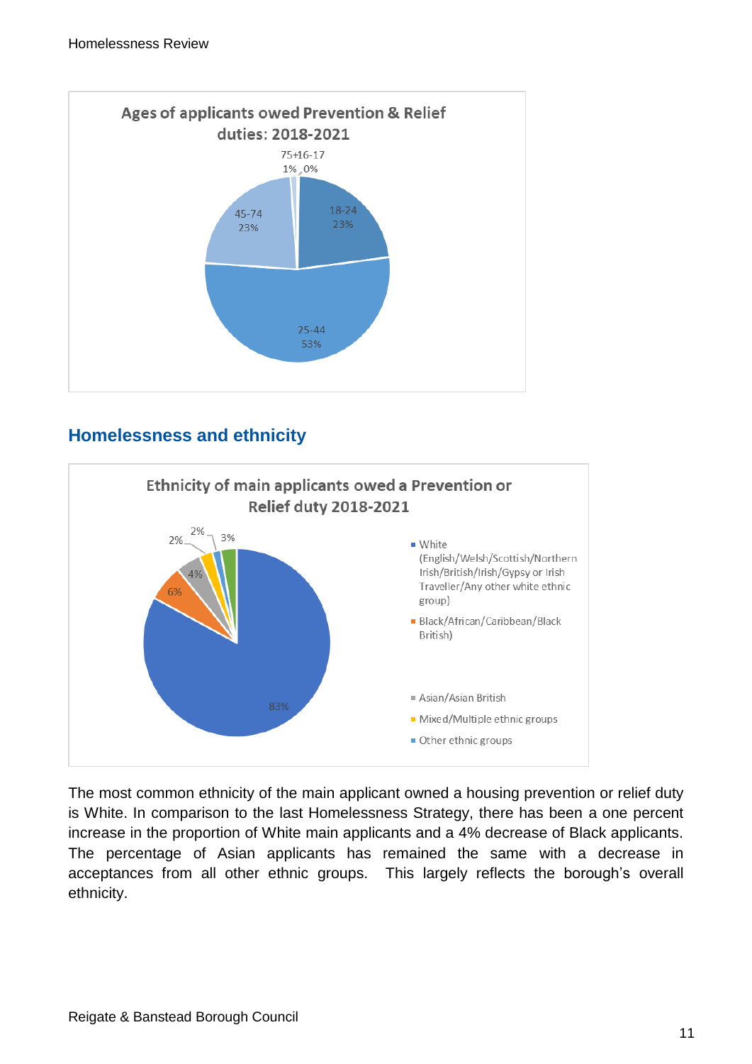**Ages of applicants owed Prevention & Relief duties: 2018-2021**

| Age group | Percentage |
| --- | --- |
| 16-17 | 0% |
| 18-24 | 23% |
| 25-44 | 53% |
| 45-74 | 23% |
| 75+ | 1% |

## Homelessness and ethnicity

**Ethnicity of main applicants owed a Prevention or Relief duty 2018-2021**

| Ethnicity | Percentage |
| --- | --- |
| White (English/Welsh/Scottish/Northern Irish/British/Irish/Gypsy or Irish Traveller/Any other white ethnic group) | 83% |
| Black/African/Caribbean/Black British) | 6% |
| Asian/Asian British | 4% |
| Mixed/Multiple ethnic groups | 2% |
| Other ethnic groups | 2% |
| (unlabelled) | 3% |

The most common ethnicity of the main applicant owned a housing prevention or relief duty is White. In comparison to the last Homelessness Strategy, there has been a one percent increase in the proportion of White main applicants and a 4% decrease of Black applicants. The percentage of Asian applicants has remained the same with a decrease in acceptances from all other ethnic groups. This largely reflects the borough's overall ethnicity.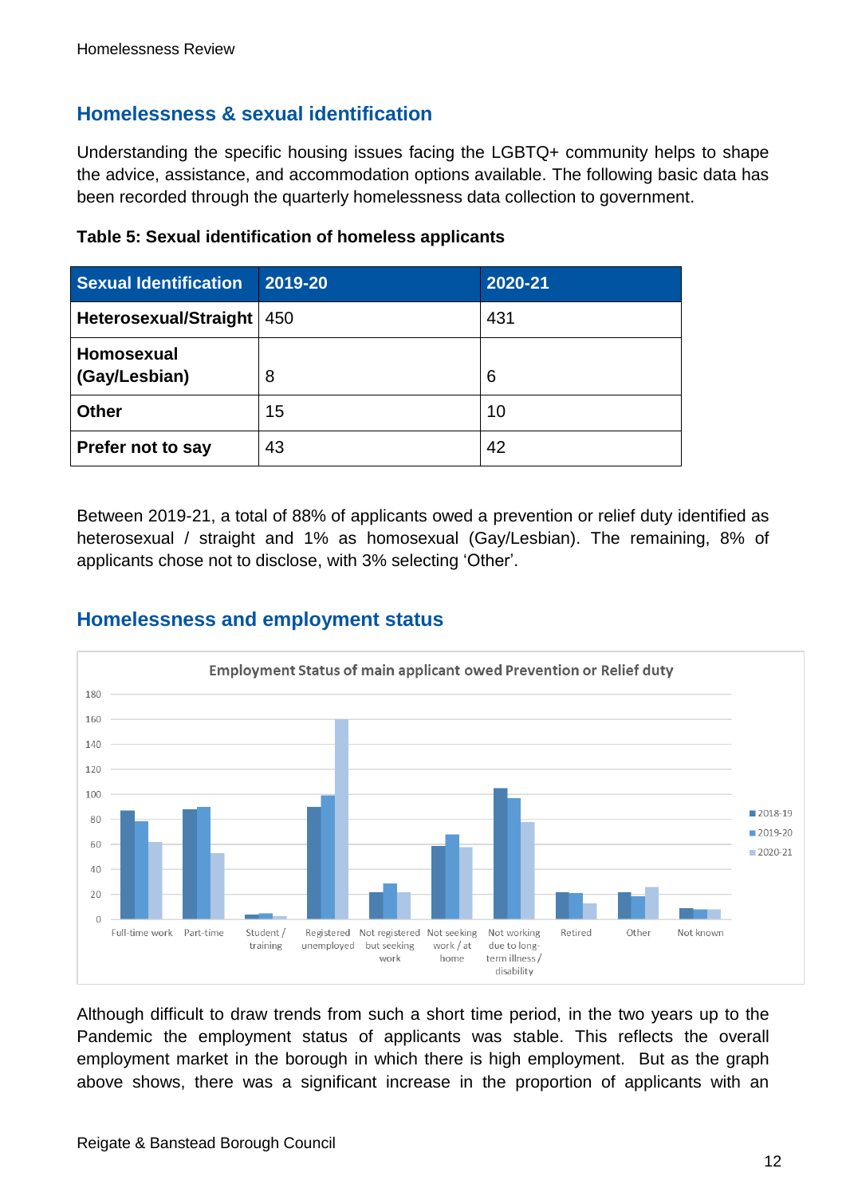## Homelessness & sexual identification

Understanding the specific housing issues facing the LGBTQ+ community helps to shape the advice, assistance, and accommodation options available. The following basic data has been recorded through the quarterly homelessness data collection to government.

**Table 5: Sexual identification of homeless applicants**

| Sexual Identification | 2019-20 | 2020-21 |
|---|---|---|
| **Heterosexual/Straight** | 450 | 431 |
| **Homosexual (Gay/Lesbian)** | 8 | 6 |
| **Other** | 15 | 10 |
| **Prefer not to say** | 43 | 42 |

Between 2019-21, a total of 88% of applicants owed a prevention or relief duty identified as heterosexual / straight and 1% as homosexual (Gay/Lesbian). The remaining, 8% of applicants chose not to disclose, with 3% selecting 'Other'.

## Homelessness and employment status

Employment Status of main applicant owed Prevention or Relief duty

| Employment status | 2018-19 | 2019-20 | 2020-21 |
|---|---|---|---|
| Full-time work | 87 | 78 | 62 |
| Part-time | 88 | 90 | 53 |
| Student / training | 4 | 5 | 3 |
| Registered unemployed | 90 | 99 | 160 |
| Not registered but seeking work | 22 | 29 | 22 |
| Not seeking work / at home | 59 | 68 | 58 |
| Not working due to long-term illness / disability | 105 | 97 | 78 |
| Retired | 22 | 21 | 13 |
| Other | 22 | 19 | 26 |
| Not known | 9 | 8 | 8 |

Although difficult to draw trends from such a short time period, in the two years up to the Pandemic the employment status of applicants was stable. This reflects the overall employment market in the borough in which there is high employment. But as the graph above shows, there was a significant increase in the proportion of applicants with an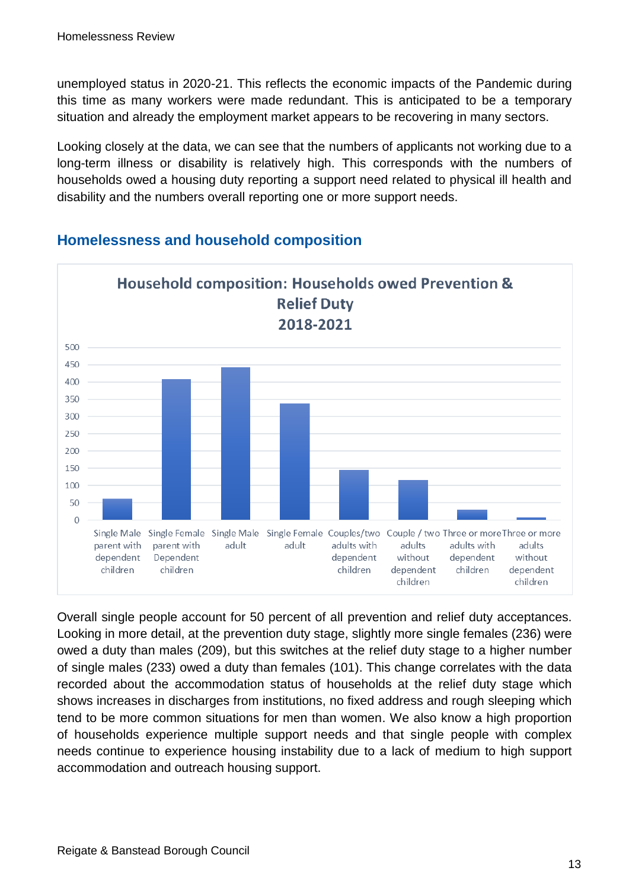unemployed status in 2020-21. This reflects the economic impacts of the Pandemic during this time as many workers were made redundant. This is anticipated to be a temporary situation and already the employment market appears to be recovering in many sectors.

Looking closely at the data, we can see that the numbers of applicants not working due to a long-term illness or disability is relatively high. This corresponds with the numbers of households owed a housing duty reporting a support need related to physical ill health and disability and the numbers overall reporting one or more support needs.

## Homelessness and household composition

**Household composition: Households owed Prevention & Relief Duty 2018-2021**

Overall single people account for 50 percent of all prevention and relief duty acceptances. Looking in more detail, at the prevention duty stage, slightly more single females (236) were owed a duty than males (209), but this switches at the relief duty stage to a higher number of single males (233) owed a duty than females (101). This change correlates with the data recorded about the accommodation status of households at the relief duty stage which shows increases in discharges from institutions, no fixed address and rough sleeping which tend to be more common situations for men than women. We also know a high proportion of households experience multiple support needs and that single people with complex needs continue to experience housing instability due to a lack of medium to high support accommodation and outreach housing support.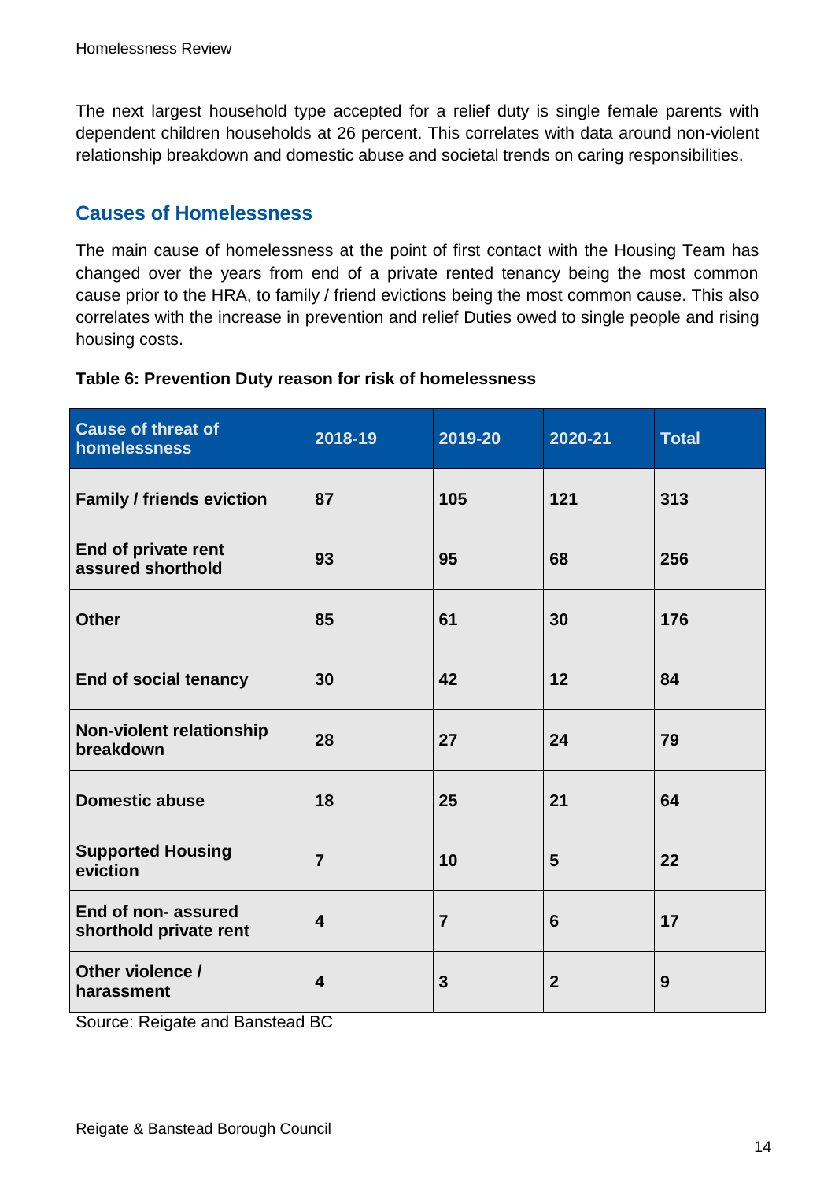The next largest household type accepted for a relief duty is single female parents with dependent children households at 26 percent. This correlates with data around non-violent relationship breakdown and domestic abuse and societal trends on caring responsibilities.

## Causes of Homelessness

The main cause of homelessness at the point of first contact with the Housing Team has changed over the years from end of a private rented tenancy being the most common cause prior to the HRA, to family / friend evictions being the most common cause. This also correlates with the increase in prevention and relief Duties owed to single people and rising housing costs.

**Table 6: Prevention Duty reason for risk of homelessness**

| Cause of threat of homelessness | 2018-19 | 2019-20 | 2020-21 | Total |
|---|---|---|---|---|
| **Family / friends eviction** | **87** | **105** | **121** | **313** |
| **End of private rent assured shorthold** | **93** | **95** | **68** | **256** |
| **Other** | **85** | **61** | **30** | **176** |
| **End of social tenancy** | **30** | **42** | **12** | **84** |
| **Non-violent relationship breakdown** | **28** | **27** | **24** | **79** |
| **Domestic abuse** | **18** | **25** | **21** | **64** |
| **Supported Housing eviction** | **7** | **10** | **5** | **22** |
| **End of non- assured shorthold private rent** | **4** | **7** | **6** | **17** |
| **Other violence / harassment** | **4** | **3** | **2** | **9** |

Source: Reigate and Banstead BC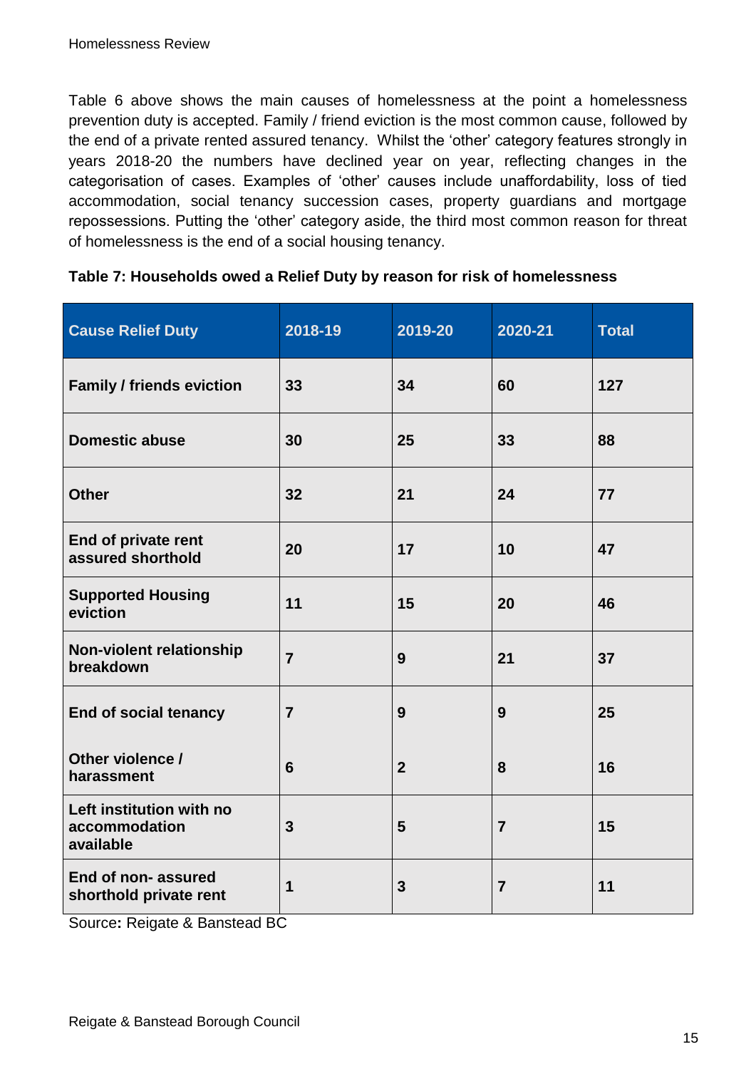Table 6 above shows the main causes of homelessness at the point a homelessness prevention duty is accepted. Family / friend eviction is the most common cause, followed by the end of a private rented assured tenancy. Whilst the 'other' category features strongly in years 2018-20 the numbers have declined year on year, reflecting changes in the categorisation of cases. Examples of 'other' causes include unaffordability, loss of tied accommodation, social tenancy succession cases, property guardians and mortgage repossessions. Putting the 'other' category aside, the third most common reason for threat of homelessness is the end of a social housing tenancy.

**Table 7: Households owed a Relief Duty by reason for risk of homelessness**

| Cause Relief Duty | 2018-19 | 2019-20 | 2020-21 | Total |
|---|---|---|---|---|
| **Family / friends eviction** | **33** | **34** | **60** | **127** |
| **Domestic abuse** | **30** | **25** | **33** | **88** |
| **Other** | **32** | **21** | **24** | **77** |
| **End of private rent assured shorthold** | **20** | **17** | **10** | **47** |
| **Supported Housing eviction** | **11** | **15** | **20** | **46** |
| **Non-violent relationship breakdown** | **7** | **9** | **21** | **37** |
| **End of social tenancy** | **7** | **9** | **9** | **25** |
| **Other violence / harassment** | **6** | **2** | **8** | **16** |
| **Left institution with no accommodation available** | **3** | **5** | **7** | **15** |
| **End of non- assured shorthold private rent** | **1** | **3** | **7** | **11** |

Source**:** Reigate & Banstead BC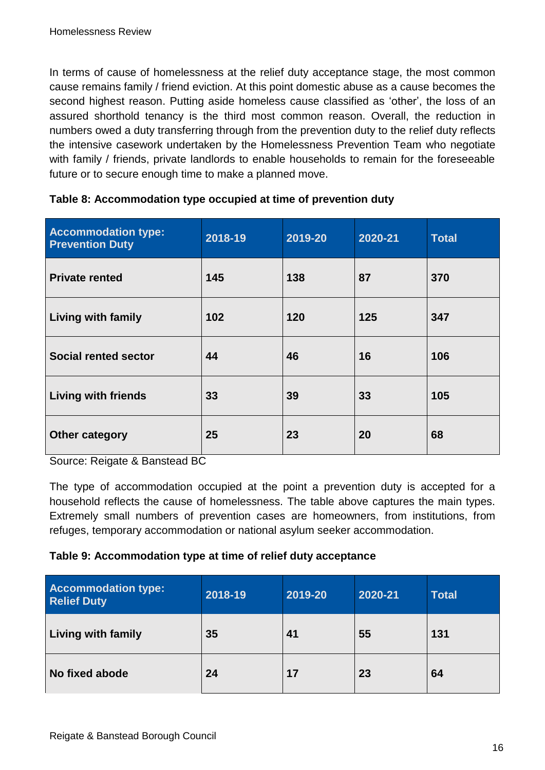In terms of cause of homelessness at the relief duty acceptance stage, the most common cause remains family / friend eviction. At this point domestic abuse as a cause becomes the second highest reason. Putting aside homeless cause classified as 'other', the loss of an assured shorthold tenancy is the third most common reason. Overall, the reduction in numbers owed a duty transferring through from the prevention duty to the relief duty reflects the intensive casework undertaken by the Homelessness Prevention Team who negotiate with family / friends, private landlords to enable households to remain for the foreseeable future or to secure enough time to make a planned move.

**Table 8: Accommodation type occupied at time of prevention duty**

| Accommodation type: Prevention Duty | 2018-19 | 2019-20 | 2020-21 | Total |
|---|---|---|---|---|
| Private rented | 145 | 138 | 87 | 370 |
| Living with family | 102 | 120 | 125 | 347 |
| Social rented sector | 44 | 46 | 16 | 106 |
| Living with friends | 33 | 39 | 33 | 105 |
| Other category | 25 | 23 | 20 | 68 |

Source: Reigate & Banstead BC

The type of accommodation occupied at the point a prevention duty is accepted for a household reflects the cause of homelessness. The table above captures the main types. Extremely small numbers of prevention cases are homeowners, from institutions, from refuges, temporary accommodation or national asylum seeker accommodation.

**Table 9: Accommodation type at time of relief duty acceptance**

| Accommodation type: Relief Duty | 2018-19 | 2019-20 | 2020-21 | Total |
|---|---|---|---|---|
| Living with family | 35 | 41 | 55 | 131 |
| No fixed abode | 24 | 17 | 23 | 64 |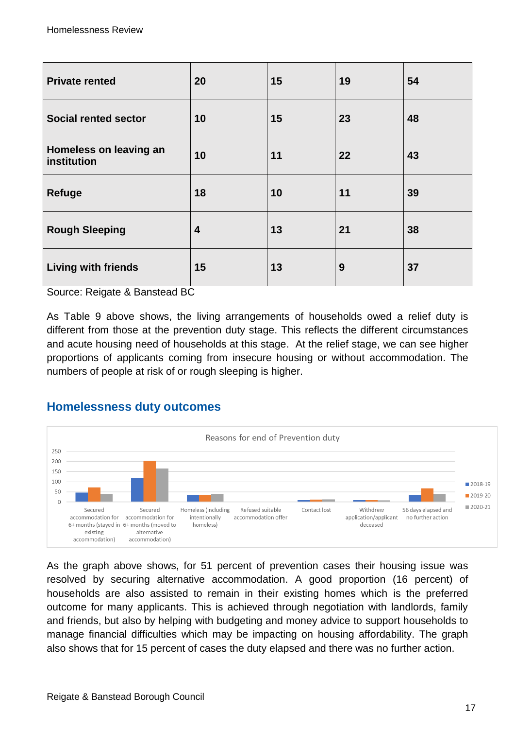| Private rented | 20 | 15 | 19 | 54 |
|---|---|---|---|---|
| Social rented sector | 10 | 15 | 23 | 48 |
| Homeless on leaving an institution | 10 | 11 | 22 | 43 |
| Refuge | 18 | 10 | 11 | 39 |
| Rough Sleeping | 4 | 13 | 21 | 38 |
| Living with friends | 15 | 13 | 9 | 37 |

Source: Reigate & Banstead BC

As Table 9 above shows, the living arrangements of households owed a relief duty is different from those at the prevention duty stage. This reflects the different circumstances and acute housing need of households at this stage. At the relief stage, we can see higher proportions of applicants coming from insecure housing or without accommodation. The numbers of people at risk of or rough sleeping is higher.

## Homelessness duty outcomes

Reasons for end of Prevention duty

As the graph above shows, for 51 percent of prevention cases their housing issue was resolved by securing alternative accommodation. A good proportion (16 percent) of households are also assisted to remain in their existing homes which is the preferred outcome for many applicants. This is achieved through negotiation with landlords, family and friends, but also by helping with budgeting and money advice to support households to manage financial difficulties which may be impacting on housing affordability. The graph also shows that for 15 percent of cases the duty elapsed and there was no further action.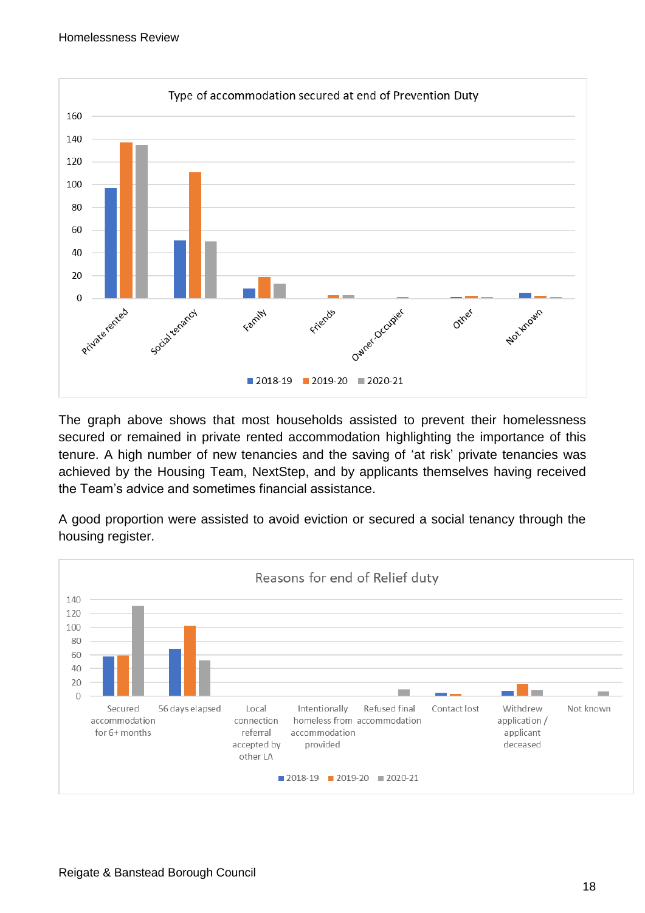Type of accommodation secured at end of Prevention Duty

The graph above shows that most households assisted to prevent their homelessness secured or remained in private rented accommodation highlighting the importance of this tenure. A high number of new tenancies and the saving of 'at risk' private tenancies was achieved by the Housing Team, NextStep, and by applicants themselves having received the Team's advice and sometimes financial assistance.

A good proportion were assisted to avoid eviction or secured a social tenancy through the housing register.

Reasons for end of Relief duty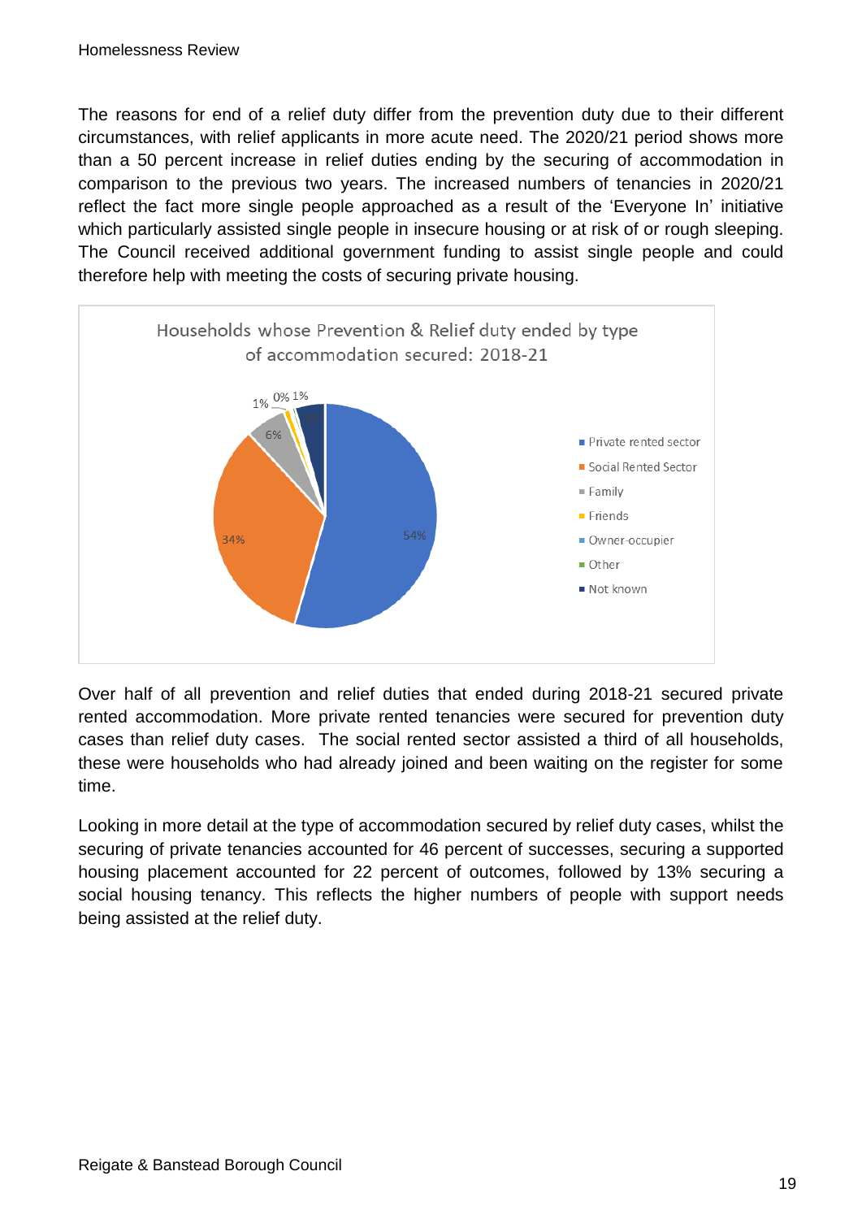The reasons for end of a relief duty differ from the prevention duty due to their different circumstances, with relief applicants in more acute need. The 2020/21 period shows more than a 50 percent increase in relief duties ending by the securing of accommodation in comparison to the previous two years. The increased numbers of tenancies in 2020/21 reflect the fact more single people approached as a result of the 'Everyone In' initiative which particularly assisted single people in insecure housing or at risk of or rough sleeping. The Council received additional government funding to assist single people and could therefore help with meeting the costs of securing private housing.

Households whose Prevention & Relief duty ended by type of accommodation secured: 2018-21

| Type of accommodation | Percentage |
|---|---|
| Private rented sector | 54% |
| Social Rented Sector | 34% |
| Family | 6% |
| Friends | 1% |
| Owner-occupier | 0% |
| Other | 1% |
| Not known | |

Over half of all prevention and relief duties that ended during 2018-21 secured private rented accommodation. More private rented tenancies were secured for prevention duty cases than relief duty cases. The social rented sector assisted a third of all households, these were households who had already joined and been waiting on the register for some time.

Looking in more detail at the type of accommodation secured by relief duty cases, whilst the securing of private tenancies accounted for 46 percent of successes, securing a supported housing placement accounted for 22 percent of outcomes, followed by 13% securing a social housing tenancy. This reflects the higher numbers of people with support needs being assisted at the relief duty.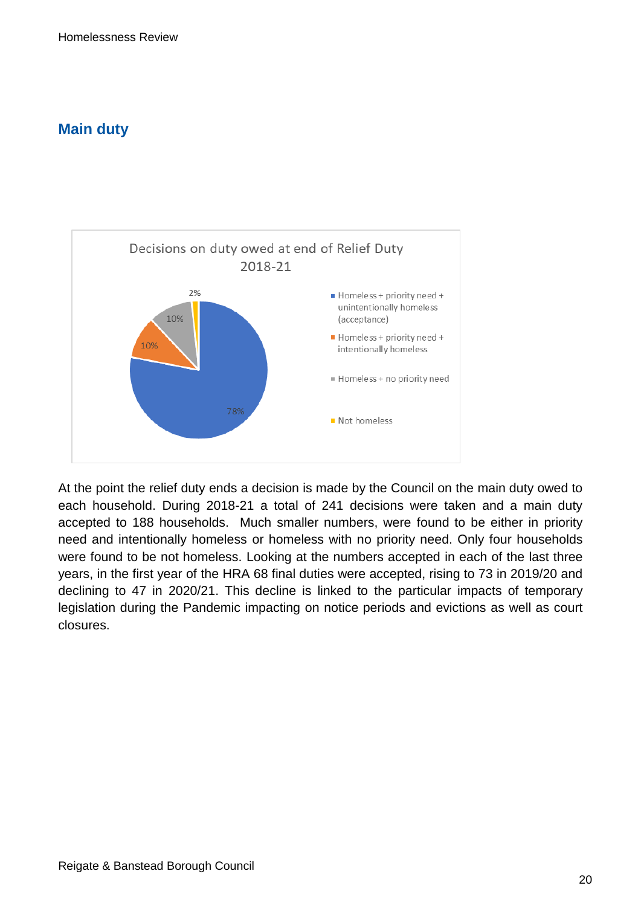## Main duty

At the point the relief duty ends a decision is made by the Council on the main duty owed to each household. During 2018-21 a total of 241 decisions were taken and a main duty accepted to 188 households.  Much smaller numbers, were found to be either in priority need and intentionally homeless or homeless with no priority need. Only four households were found to be not homeless. Looking at the numbers accepted in each of the last three years, in the first year of the HRA 68 final duties were accepted, rising to 73 in 2019/20 and declining to 47 in 2020/21. This decline is linked to the particular impacts of temporary legislation during the Pandemic impacting on notice periods and evictions as well as court closures.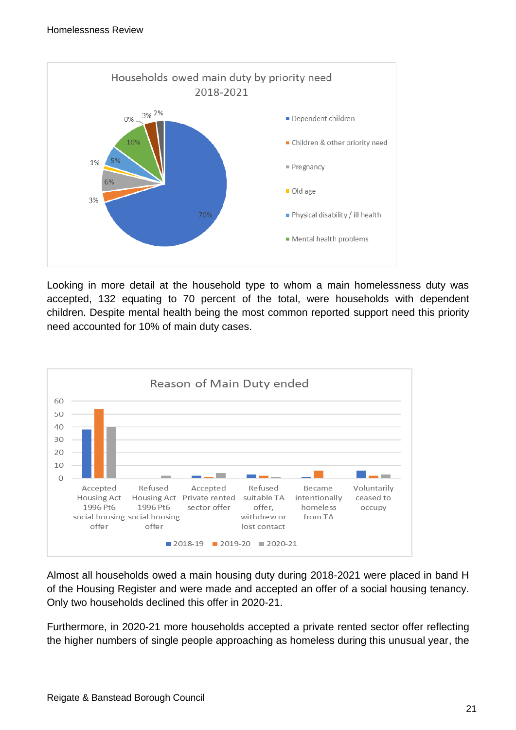**Households owed main duty by priority need 2018-2021**

| Priority need | Percentage |
|---|---|
| Dependent children | 70% |
| Children & other priority need | 3% |
| Pregnancy | 6% |
| Old age | 1% |
| Physical disability / ill health | 5% |
| Mental health problems | 10% |
| | 3% |
| | 2% |
| | 0% |

Looking in more detail at the household type to whom a main homelessness duty was accepted, 132 equating to 70 percent of the total, were households with dependent children. Despite mental health being the most common reported support need this priority need accounted for 10% of main duty cases.

**Reason of Main Duty ended**

| Reason | 2018-19 | 2019-20 | 2020-21 |
|---|---|---|---|
| Accepted Housing Act 1996 Pt6 social housing offer | 38 | 54 | 40 |
| Refused Housing Act 1996 Pt6 social housing offer | 0 | 0 | 2 |
| Accepted Private rented sector offer | 2 | 1 | 4 |
| Refused suitable TA offer, withdrew or lost contact | 3 | 2 | 1 |
| Became intentionally homeless from TA | 1 | 6 | 0 |
| Voluntarily ceased to occupy | 6 | 2 | 3 |

Almost all households owed a main housing duty during 2018-2021 were placed in band H of the Housing Register and were made and accepted an offer of a social housing tenancy. Only two households declined this offer in 2020-21.

Furthermore, in 2020-21 more households accepted a private rented sector offer reflecting the higher numbers of single people approaching as homeless during this unusual year, the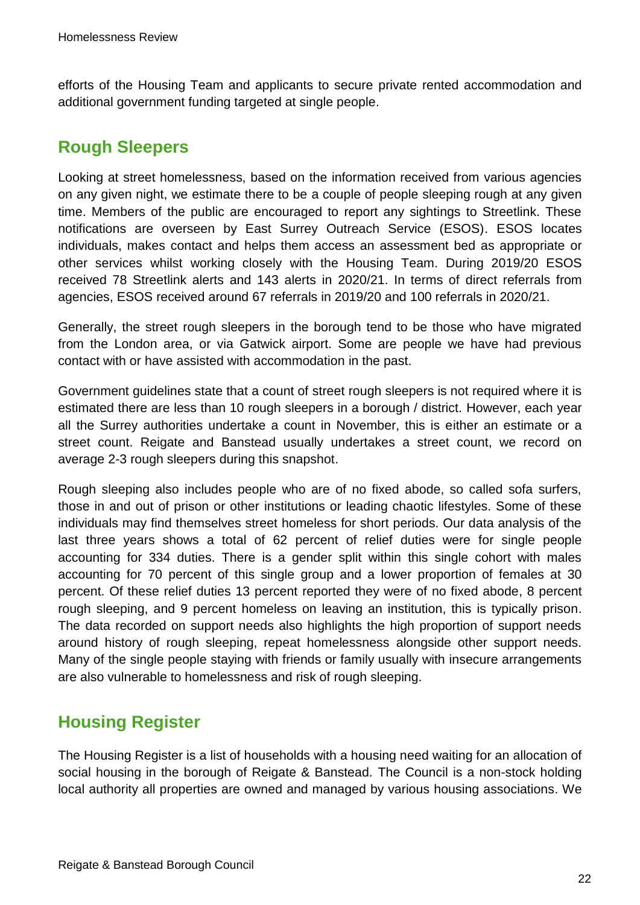efforts of the Housing Team and applicants to secure private rented accommodation and additional government funding targeted at single people.

## Rough Sleepers

Looking at street homelessness, based on the information received from various agencies on any given night, we estimate there to be a couple of people sleeping rough at any given time. Members of the public are encouraged to report any sightings to Streetlink. These notifications are overseen by East Surrey Outreach Service (ESOS). ESOS locates individuals, makes contact and helps them access an assessment bed as appropriate or other services whilst working closely with the Housing Team. During 2019/20 ESOS received 78 Streetlink alerts and 143 alerts in 2020/21. In terms of direct referrals from agencies, ESOS received around 67 referrals in 2019/20 and 100 referrals in 2020/21.

Generally, the street rough sleepers in the borough tend to be those who have migrated from the London area, or via Gatwick airport. Some are people we have had previous contact with or have assisted with accommodation in the past.

Government guidelines state that a count of street rough sleepers is not required where it is estimated there are less than 10 rough sleepers in a borough / district. However, each year all the Surrey authorities undertake a count in November, this is either an estimate or a street count. Reigate and Banstead usually undertakes a street count, we record on average 2-3 rough sleepers during this snapshot.

Rough sleeping also includes people who are of no fixed abode, so called sofa surfers, those in and out of prison or other institutions or leading chaotic lifestyles. Some of these individuals may find themselves street homeless for short periods. Our data analysis of the last three years shows a total of 62 percent of relief duties were for single people accounting for 334 duties. There is a gender split within this single cohort with males accounting for 70 percent of this single group and a lower proportion of females at 30 percent. Of these relief duties 13 percent reported they were of no fixed abode, 8 percent rough sleeping, and 9 percent homeless on leaving an institution, this is typically prison. The data recorded on support needs also highlights the high proportion of support needs around history of rough sleeping, repeat homelessness alongside other support needs. Many of the single people staying with friends or family usually with insecure arrangements are also vulnerable to homelessness and risk of rough sleeping.

## Housing Register

The Housing Register is a list of households with a housing need waiting for an allocation of social housing in the borough of Reigate & Banstead. The Council is a non-stock holding local authority all properties are owned and managed by various housing associations. We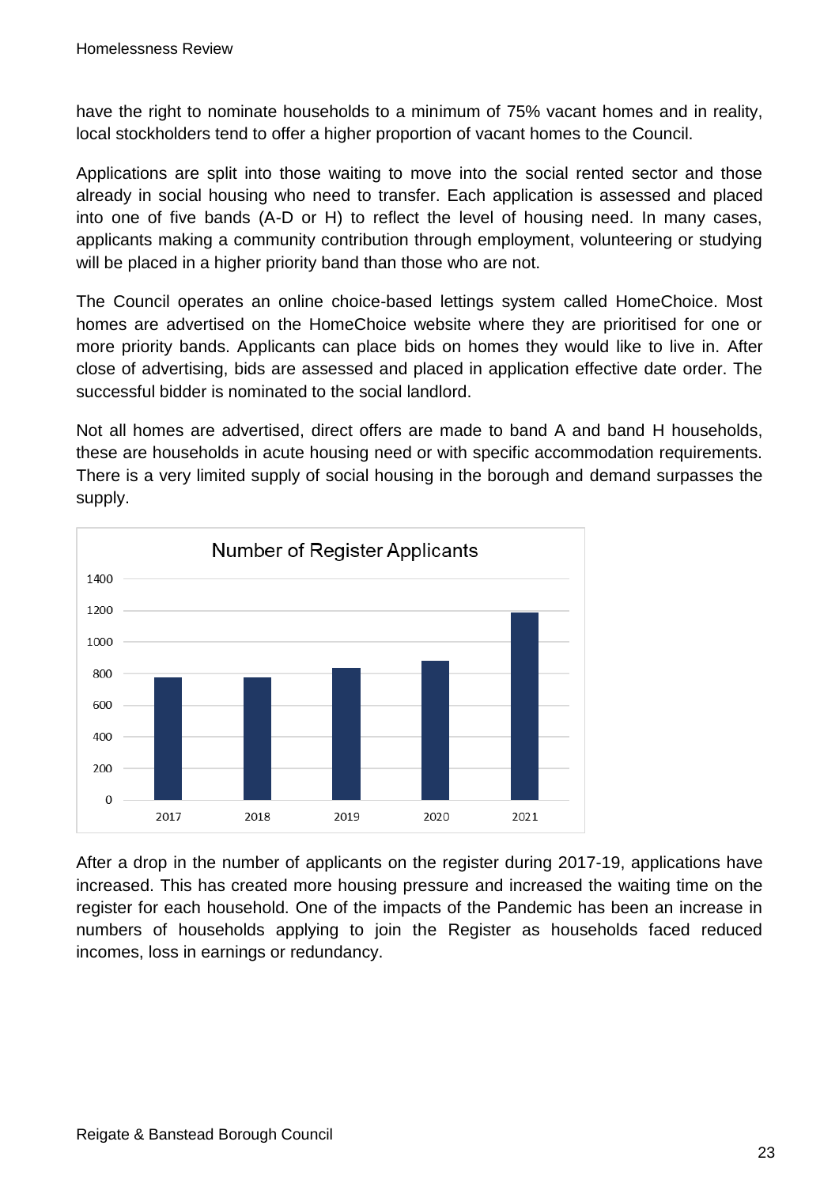have the right to nominate households to a minimum of 75% vacant homes and in reality, local stockholders tend to offer a higher proportion of vacant homes to the Council.

Applications are split into those waiting to move into the social rented sector and those already in social housing who need to transfer. Each application is assessed and placed into one of five bands (A-D or H) to reflect the level of housing need. In many cases, applicants making a community contribution through employment, volunteering or studying will be placed in a higher priority band than those who are not.

The Council operates an online choice-based lettings system called HomeChoice. Most homes are advertised on the HomeChoice website where they are prioritised for one or more priority bands. Applicants can place bids on homes they would like to live in. After close of advertising, bids are assessed and placed in application effective date order. The successful bidder is nominated to the social landlord.

Not all homes are advertised, direct offers are made to band A and band H households, these are households in acute housing need or with specific accommodation requirements. There is a very limited supply of social housing in the borough and demand surpasses the supply.

After a drop in the number of applicants on the register during 2017-19, applications have increased. This has created more housing pressure and increased the waiting time on the register for each household. One of the impacts of the Pandemic has been an increase in numbers of households applying to join the Register as households faced reduced incomes, loss in earnings or redundancy.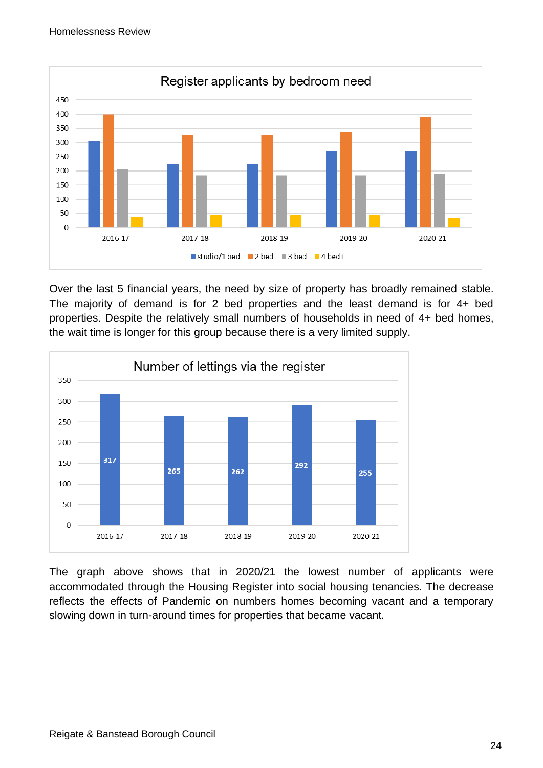**Register applicants by bedroom need**

Over the last 5 financial years, the need by size of property has broadly remained stable. The majority of demand is for 2 bed properties and the least demand is for 4+ bed properties. Despite the relatively small numbers of households in need of 4+ bed homes, the wait time is longer for this group because there is a very limited supply.

**Number of lettings via the register**

| Year | Lettings |
|---|---|
| 2016-17 | 317 |
| 2017-18 | 265 |
| 2018-19 | 262 |
| 2019-20 | 292 |
| 2020-21 | 255 |

The graph above shows that in 2020/21 the lowest number of applicants were accommodated through the Housing Register into social housing tenancies. The decrease reflects the effects of Pandemic on numbers homes becoming vacant and a temporary slowing down in turn-around times for properties that became vacant.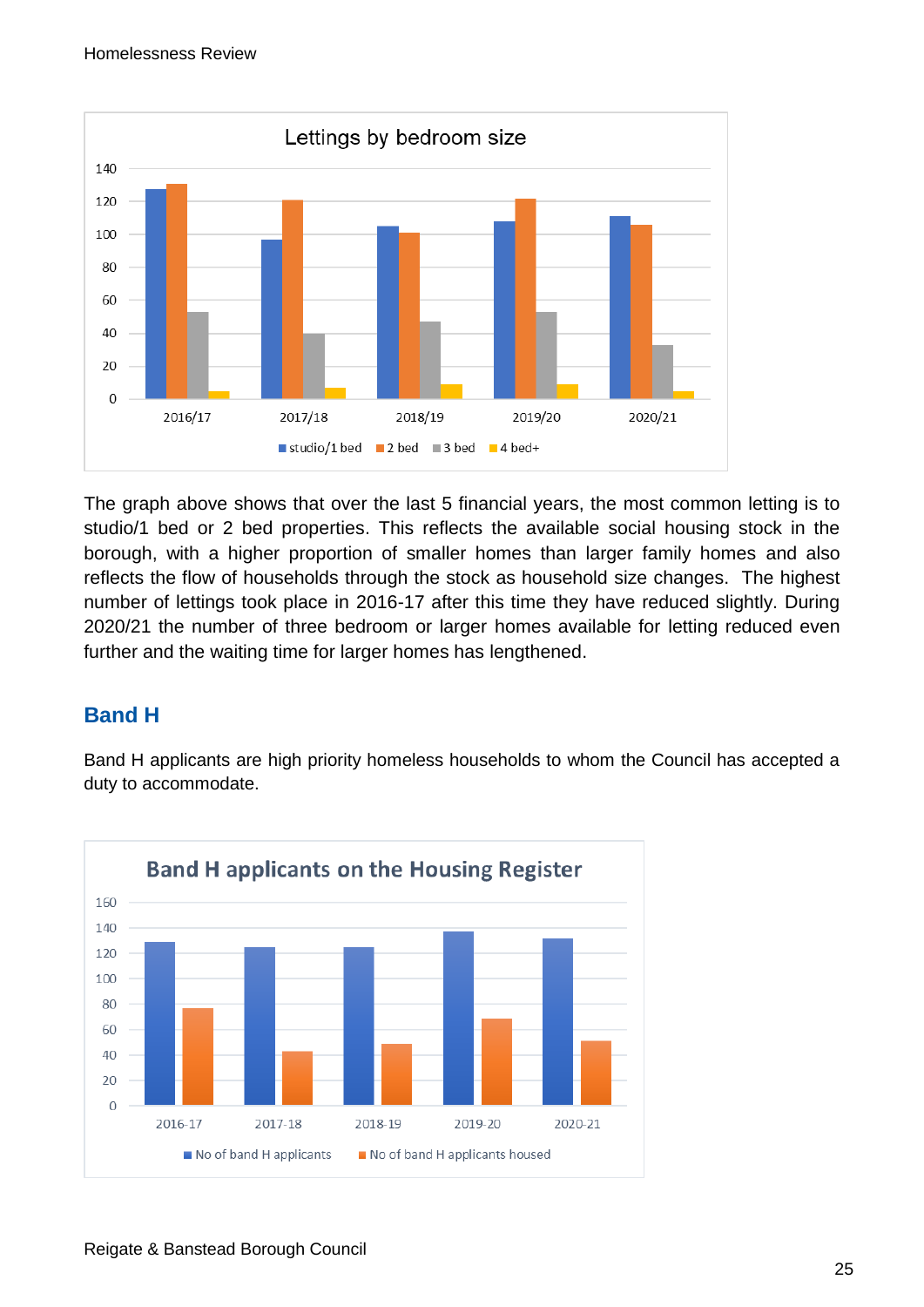Lettings by bedroom size

| | studio/1 bed | 2 bed | 3 bed | 4 bed+ |
|---|---|---|---|---|
| 2016/17 | 127 | 130 | 53 | 5 |
| 2017/18 | 97 | 121 | 40 | 7 |
| 2018/19 | 105 | 101 | 47 | 9 |
| 2019/20 | 108 | 122 | 53 | 9 |
| 2020/21 | 111 | 106 | 33 | 5 |

The graph above shows that over the last 5 financial years, the most common letting is to studio/1 bed or 2 bed properties. This reflects the available social housing stock in the borough, with a higher proportion of smaller homes than larger family homes and also reflects the flow of households through the stock as household size changes. The highest number of lettings took place in 2016-17 after this time they have reduced slightly. During 2020/21 the number of three bedroom or larger homes available for letting reduced even further and the waiting time for larger homes has lengthened.

## Band H

Band H applicants are high priority homeless households to whom the Council has accepted a duty to accommodate.

Band H applicants on the Housing Register

| | No of band H applicants | No of band H applicants housed |
|---|---|---|
| 2016-17 | 129 | 77 |
| 2017-18 | 125 | 43 |
| 2018-19 | 125 | 49 |
| 2019-20 | 137 | 69 |
| 2020-21 | 132 | 51 |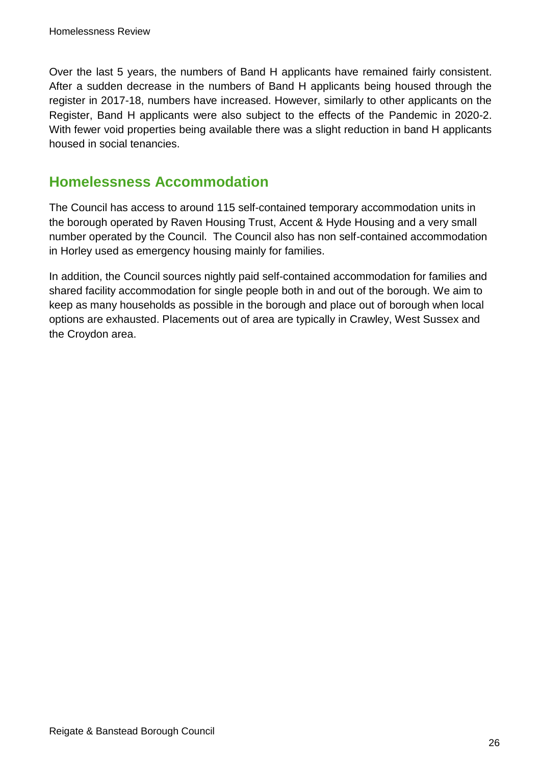Over the last 5 years, the numbers of Band H applicants have remained fairly consistent. After a sudden decrease in the numbers of Band H applicants being housed through the register in 2017-18, numbers have increased. However, similarly to other applicants on the Register, Band H applicants were also subject to the effects of the Pandemic in 2020-2. With fewer void properties being available there was a slight reduction in band H applicants housed in social tenancies.

## Homelessness Accommodation

The Council has access to around 115 self-contained temporary accommodation units in the borough operated by Raven Housing Trust, Accent & Hyde Housing and a very small number operated by the Council. The Council also has non self-contained accommodation in Horley used as emergency housing mainly for families.

In addition, the Council sources nightly paid self-contained accommodation for families and shared facility accommodation for single people both in and out of the borough. We aim to keep as many households as possible in the borough and place out of borough when local options are exhausted. Placements out of area are typically in Crawley, West Sussex and the Croydon area.